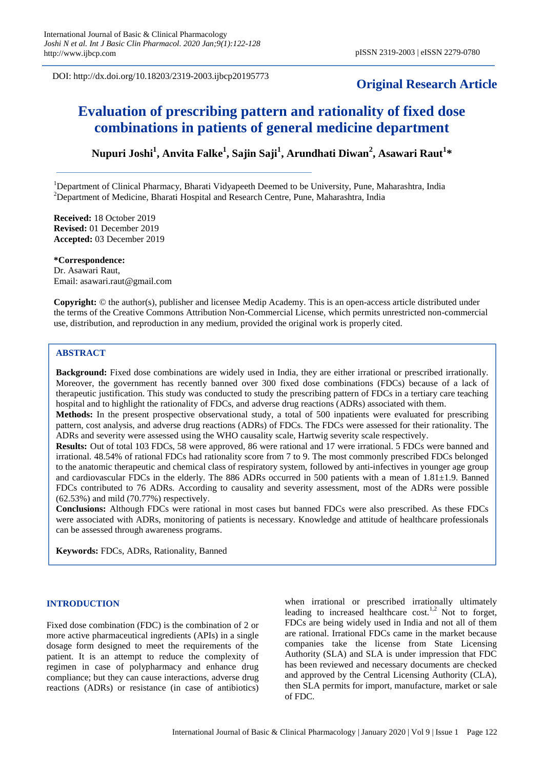DOI: http://dx.doi.org/10.18203/2319-2003.ijbcp20195773

**Original Research Article**

# Evaluation of prescribing pattern and rationality of fixed dose combinations in patients of general medicine department

**Nupuri Joshi[1], Anvita Falke[1], Sajin Saji[1], Arundhati Diwan[2], Asawari Raut[1]***

[1]Department of Clinical Pharmacy, Bharati Vidyapeeth Deemed to be University, Pune, Maharashtra, India
[2]Department of Medicine, Bharati Hospital and Research Centre, Pune, Maharashtra, India

**Received:** 18 October 2019
**Revised:** 01 December 2019
**Accepted:** 03 December 2019

**\*Correspondence:**
Dr. Asawari Raut,
Email: asawari.raut@gmail.com

**Copyright:** © the author(s), publisher and licensee Medip Academy. This is an open-access article distributed under the terms of the Creative Commons Attribution Non-Commercial License, which permits unrestricted non-commercial use, distribution, and reproduction in any medium, provided the original work is properly cited.

## ABSTRACT

**Background:** Fixed dose combinations are widely used in India, they are either irrational or prescribed irrationally. Moreover, the government has recently banned over 300 fixed dose combinations (FDCs) because of a lack of therapeutic justification. This study was conducted to study the prescribing pattern of FDCs in a tertiary care teaching hospital and to highlight the rationality of FDCs, and adverse drug reactions (ADRs) associated with them.

**Methods:** In the present prospective observational study, a total of 500 inpatients were evaluated for prescribing pattern, cost analysis, and adverse drug reactions (ADRs) of FDCs. The FDCs were assessed for their rationality. The ADRs and severity were assessed using the WHO causality scale, Hartwig severity scale respectively.

**Results:** Out of total 103 FDCs, 58 were approved, 86 were rational and 17 were irrational. 5 FDCs were banned and irrational. 48.54% of rational FDCs had rationality score from 7 to 9. The most commonly prescribed FDCs belonged to the anatomic therapeutic and chemical class of respiratory system, followed by anti-infectives in younger age group and cardiovascular FDCs in the elderly. The 886 ADRs occurred in 500 patients with a mean of 1.81±1.9. Banned FDCs contributed to 76 ADRs. According to causality and severity assessment, most of the ADRs were possible (62.53%) and mild (70.77%) respectively.

**Conclusions:** Although FDCs were rational in most cases but banned FDCs were also prescribed. As these FDCs were associated with ADRs, monitoring of patients is necessary. Knowledge and attitude of healthcare professionals can be assessed through awareness programs.

**Keywords:** FDCs, ADRs, Rationality, Banned

## INTRODUCTION

Fixed dose combination (FDC) is the combination of 2 or more active pharmaceutical ingredients (APIs) in a single dosage form designed to meet the requirements of the patient. It is an attempt to reduce the complexity of regimen in case of polypharmacy and enhance drug compliance; but they can cause interactions, adverse drug reactions (ADRs) or resistance (in case of antibiotics) when irrational or prescribed irrationally ultimately leading to increased healthcare cost.[1,2] Not to forget, FDCs are being widely used in India and not all of them are rational. Irrational FDCs came in the market because companies take the license from State Licensing Authority (SLA) and SLA is under impression that FDC has been reviewed and necessary documents are checked and approved by the Central Licensing Authority (CLA), then SLA permits for import, manufacture, market or sale of FDC.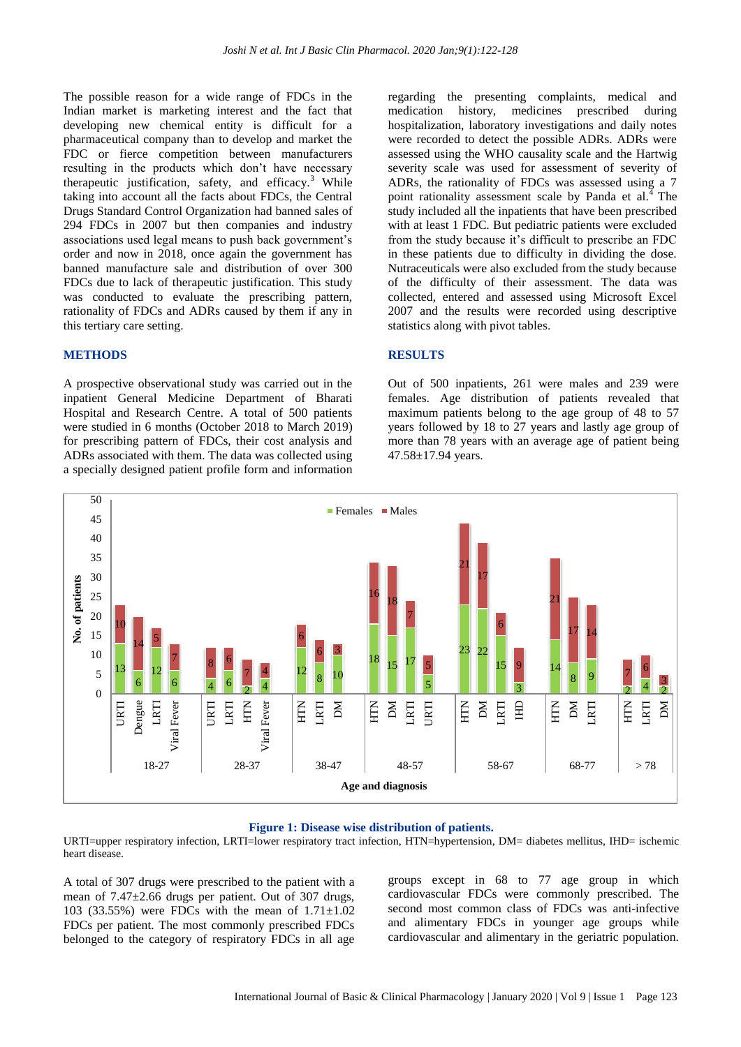The possible reason for a wide range of FDCs in the Indian market is marketing interest and the fact that developing new chemical entity is difficult for a pharmaceutical company than to develop and market the FDC or fierce competition between manufacturers resulting in the products which don't have necessary therapeutic justification, safety, and efficacy.[3] While taking into account all the facts about FDCs, the Central Drugs Standard Control Organization had banned sales of 294 FDCs in 2007 but then companies and industry associations used legal means to push back government's order and now in 2018, once again the government has banned manufacture sale and distribution of over 300 FDCs due to lack of therapeutic justification. This study was conducted to evaluate the prescribing pattern, rationality of FDCs and ADRs caused by them if any in this tertiary care setting.

## METHODS

A prospective observational study was carried out in the inpatient General Medicine Department of Bharati Hospital and Research Centre. A total of 500 patients were studied in 6 months (October 2018 to March 2019) for prescribing pattern of FDCs, their cost analysis and ADRs associated with them. The data was collected using a specially designed patient profile form and information regarding the presenting complaints, medical and medication history, medicines prescribed during hospitalization, laboratory investigations and daily notes were recorded to detect the possible ADRs. ADRs were assessed using the WHO causality scale and the Hartwig severity scale was used for assessment of severity of ADRs, the rationality of FDCs was assessed using a 7 point rationality assessment scale by Panda et al.[4] The study included all the inpatients that have been prescribed with at least 1 FDC. But pediatric patients were excluded from the study because it's difficult to prescribe an FDC in these patients due to difficulty in dividing the dose. Nutraceuticals were also excluded from the study because of the difficulty of their assessment. The data was collected, entered and assessed using Microsoft Excel 2007 and the results were recorded using descriptive statistics along with pivot tables.

## RESULTS

Out of 500 inpatients, 261 were males and 239 were females. Age distribution of patients revealed that maximum patients belong to the age group of 48 to 57 years followed by 18 to 27 years and lastly age group of more than 78 years with an average age of patient being 47.58±17.94 years.

| Age group | Diagnosis | Females | Males |
|---|---|---|---|
| 18-27 | URTI | 13 | 10 |
| | Dengue | 6 | 14 |
| | LRTI | 12 | 5 |
| | Viral Fever | 6 | 7 |
| 28-37 | URTI | 4 | 8 |
| | LRTI | 6 | 6 |
| | HTN | 2 | 7 |
| | Viral Fever | 4 | 4 |
| 38-47 | HTN | 12 | 6 |
| | LRTI | 8 | 6 |
| | DM | 10 | 3 |
| 48-57 | HTN | 18 | 16 |
| | DM | 15 | 18 |
| | LRTI | 17 | 7 |
| | URTI | 5 | 5 |
| 58-67 | HTN | 23 | 21 |
| | DM | 22 | 17 |
| | LRTI | 15 | 6 |
| | IHD | 3 | 9 |
| 68-77 | HTN | 14 | 21 |
| | DM | 8 | 17 |
| | LRTI | 9 | 14 |
| > 78 | HTN | 2 | 7 |
| | LRTI | 4 | 6 |
| | DM | 2 | 3 |

**Figure 1: Disease wise distribution of patients.**

URTI=upper respiratory infection, LRTI=lower respiratory tract infection, HTN=hypertension, DM= diabetes mellitus, IHD= ischemic heart disease.

A total of 307 drugs were prescribed to the patient with a mean of 7.47±2.66 drugs per patient. Out of 307 drugs, 103 (33.55%) were FDCs with the mean of 1.71±1.02 FDCs per patient. The most commonly prescribed FDCs belonged to the category of respiratory FDCs in all age groups except in 68 to 77 age group in which cardiovascular FDCs were commonly prescribed. The second most common class of FDCs was anti-infective and alimentary FDCs in younger age groups while cardiovascular and alimentary in the geriatric population.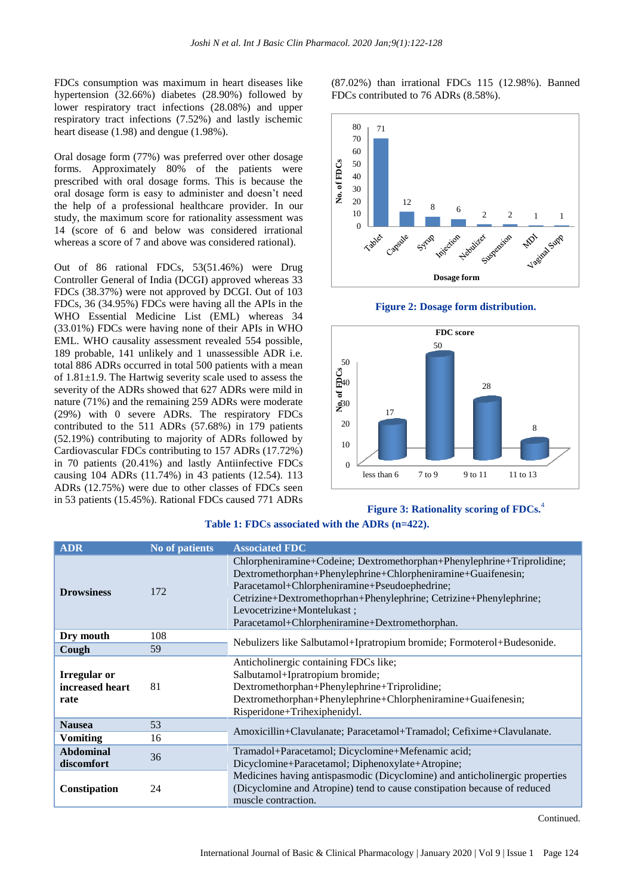FDCs consumption was maximum in heart diseases like hypertension (32.66%) diabetes (28.90%) followed by lower respiratory tract infections (28.08%) and upper respiratory tract infections (7.52%) and lastly ischemic heart disease (1.98) and dengue (1.98%).

Oral dosage form (77%) was preferred over other dosage forms. Approximately 80% of the patients were prescribed with oral dosage forms. This is because the oral dosage form is easy to administer and doesn't need the help of a professional healthcare provider. In our study, the maximum score for rationality assessment was 14 (score of 6 and below was considered irrational whereas a score of 7 and above was considered rational).

Out of 86 rational FDCs, 53(51.46%) were Drug Controller General of India (DCGI) approved whereas 33 FDCs (38.37%) were not approved by DCGI. Out of 103 FDCs, 36 (34.95%) FDCs were having all the APIs in the WHO Essential Medicine List (EML) whereas 34 (33.01%) FDCs were having none of their APIs in WHO EML. WHO causality assessment revealed 554 possible, 189 probable, 141 unlikely and 1 unassessible ADR i.e. total 886 ADRs occurred in total 500 patients with a mean of 1.81±1.9. The Hartwig severity scale used to assess the severity of the ADRs showed that 627 ADRs were mild in nature (71%) and the remaining 259 ADRs were moderate (29%) with 0 severe ADRs. The respiratory FDCs contributed to the 511 ADRs (57.68%) in 179 patients (52.19%) contributing to majority of ADRs followed by Cardiovascular FDCs contributing to 157 ADRs (17.72%) in 70 patients (20.41%) and lastly Antiinfective FDCs causing 104 ADRs (11.74%) in 43 patients (12.54). 113 ADRs (12.75%) were due to other classes of FDCs seen in 53 patients (15.45%). Rational FDCs caused 771 ADRs (87.02%) than irrational FDCs 115 (12.98%). Banned FDCs contributed to 76 ADRs (8.58%).

| Dosage form | No. of FDCs |
|---|---|
| Tablet | 71 |
| Capsule | 12 |
| Syrup | 8 |
| Injection | 6 |
| Nebulizer | 2 |
| Suspension | 2 |
| MDI | 1 |
| Vaginal Supp | 1 |

**Figure 2: Dosage form distribution.**

| FDC score | No. of FDCs |
|---|---|
| less than 6 | 17 |
| 7 to 9 | 50 |
| 9 to 11 | 28 |
| 11 to 13 | 8 |

**Figure 3: Rationality scoring of FDCs.**[4]

**Table 1: FDCs associated with the ADRs (n=422).**

| ADR | No of patients | Associated FDC |
|---|---|---|
| **Drowsiness** | 172 | Chlorpheniramine+Codeine; Dextromethorphan+Phenylephrine+Triprolidine; Dextromethorphan+Phenylephrine+Chlorpheniramine+Guaifenesin; Paracetamol+Chlorpheniramine+Pseudoephedrine; Cetrizine+Dextromethoprhan+Phenylephrine; Cetrizine+Phenylephrine; Levocetrizine+Montelukast ; Paracetamol+Chlorpheniramine+Dextromethorphan. |
| **Dry mouth** | 108 | Nebulizers like Salbutamol+Ipratropium bromide; Formoterol+Budesonide. |
| **Cough** | 59 | |
| **Irregular or increased heart rate** | 81 | Anticholinergic containing FDCs like; Salbutamol+Ipratropium bromide; Dextromethorphan+Phenylephrine+Triprolidine; Dextromethorphan+Phenylephrine+Chlorpheniramine+Guaifenesin; Risperidone+Trihexiphenidyl. |
| **Nausea** | 53 | Amoxicillin+Clavulanate; Paracetamol+Tramadol; Cefixime+Clavulanate. |
| **Vomiting** | 16 | |
| **Abdominal discomfort** | 36 | Tramadol+Paracetamol; Dicyclomine+Mefenamic acid; Dicyclomine+Paracetamol; Diphenoxylate+Atropine; |
| **Constipation** | 24 | Medicines having antispasmodic (Dicyclomine) and anticholinergic properties (Dicyclomine and Atropine) tend to cause constipation because of reduced muscle contraction. |

Continued.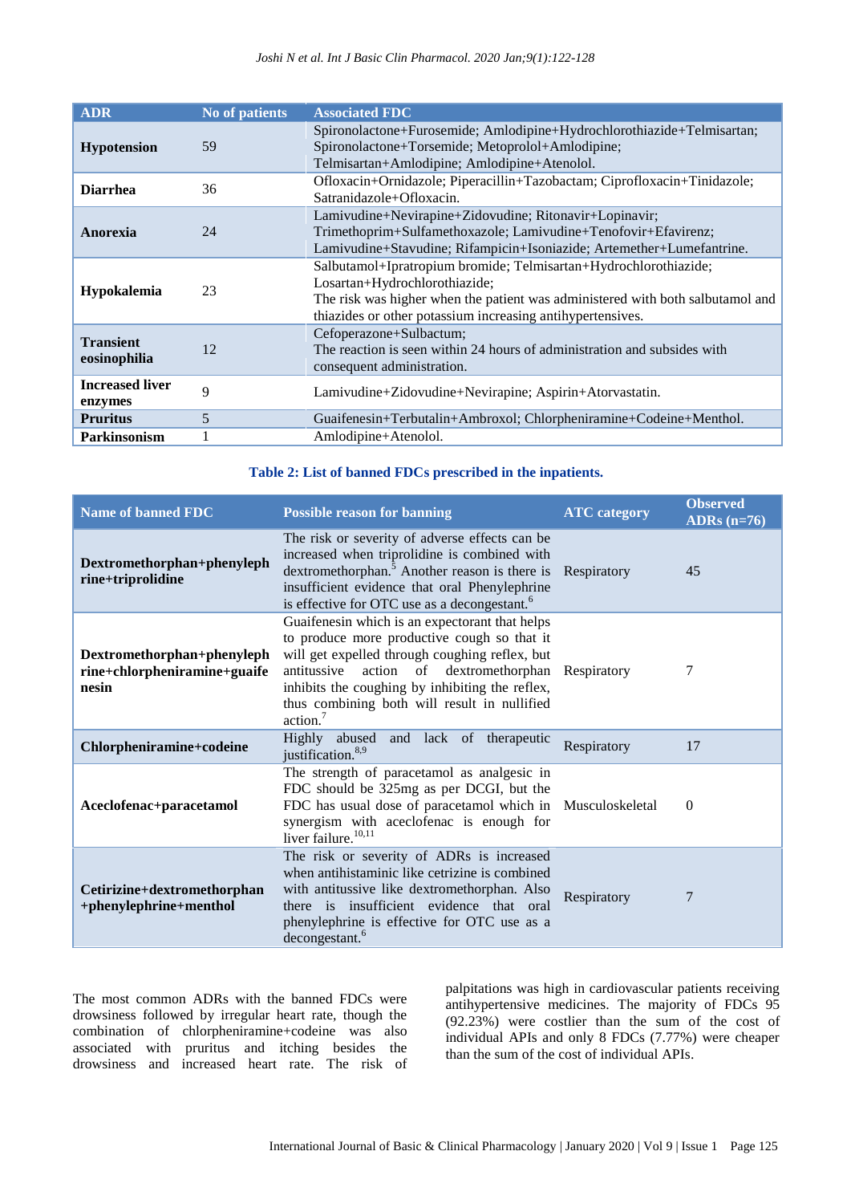| ADR | No of patients | Associated FDC |
|---|---|---|
| **Hypotension** | 59 | Spironolactone+Furosemide; Amlodipine+Hydrochlorothiazide+Telmisartan; Spironolactone+Torsemide; Metoprolol+Amlodipine; Telmisartan+Amlodipine; Amlodipine+Atenolol. |
| **Diarrhea** | 36 | Ofloxacin+Ornidazole; Piperacillin+Tazobactam; Ciprofloxacin+Tinidazole; Satranidazole+Ofloxacin. |
| **Anorexia** | 24 | Lamivudine+Nevirapine+Zidovudine; Ritonavir+Lopinavir; Trimethoprim+Sulfamethoxazole; Lamivudine+Tenofovir+Efavirenz; Lamivudine+Stavudine; Rifampicin+Isoniazide; Artemether+Lumefantrine. |
| **Hypokalemia** | 23 | Salbutamol+Ipratropium bromide; Telmisartan+Hydrochlorothiazide; Losartan+Hydrochlorothiazide; The risk was higher when the patient was administered with both salbutamol and thiazides or other potassium increasing antihypertensives. |
| **Transient eosinophilia** | 12 | Cefoperazone+Sulbactum; The reaction is seen within 24 hours of administration and subsides with consequent administration. |
| **Increased liver enzymes** | 9 | Lamivudine+Zidovudine+Nevirapine; Aspirin+Atorvastatin. |
| **Pruritus** | 5 | Guaifenesin+Terbutalin+Ambroxol; Chlorpheniramine+Codeine+Menthol. |
| **Parkinsonism** | 1 | Amlodipine+Atenolol. |

**Table 2: List of banned FDCs prescribed in the inpatients.**

| Name of banned FDC | Possible reason for banning | ATC category | Observed ADRs (n=76) |
|---|---|---|---|
| **Dextromethorphan+phenylephrine+triprolidine** | The risk or severity of adverse effects can be increased when triprolidine is combined with dextromethorphan.[5] Another reason is there is insufficient evidence that oral Phenylephrine is effective for OTC use as a decongestant.[6] | Respiratory | 45 |
| **Dextromethorphan+phenylephrine+chlorpheniramine+guaifenesin** | Guaifenesin which is an expectorant that helps to produce more productive cough so that it will get expelled through coughing reflex, but antitussive action of dextromethorphan inhibits the coughing by inhibiting the reflex, thus combining both will result in nullified action.[7] | Respiratory | 7 |
| **Chlorpheniramine+codeine** | Highly abused and lack of therapeutic justification.[8,9] | Respiratory | 17 |
| **Aceclofenac+paracetamol** | The strength of paracetamol as analgesic in FDC should be 325mg as per DCGI, but the FDC has usual dose of paracetamol which in synergism with aceclofenac is enough for liver failure.[10,11] | Musculoskeletal | 0 |
| **Cetirizine+dextromethorphan+phenylephrine+menthol** | The risk or severity of ADRs is increased when antihistaminic like cetrizine is combined with antitussive like dextromethorphan. Also there is insufficient evidence that oral phenylephrine is effective for OTC use as a decongestant.[6] | Respiratory | 7 |

The most common ADRs with the banned FDCs were drowsiness followed by irregular heart rate, though the combination of chlorpheniramine+codeine was also associated with pruritus and itching besides the drowsiness and increased heart rate. The risk of palpitations was high in cardiovascular patients receiving antihypertensive medicines. The majority of FDCs 95 (92.23%) were costlier than the sum of the cost of individual APIs and only 8 FDCs (7.77%) were cheaper than the sum of the cost of individual APIs.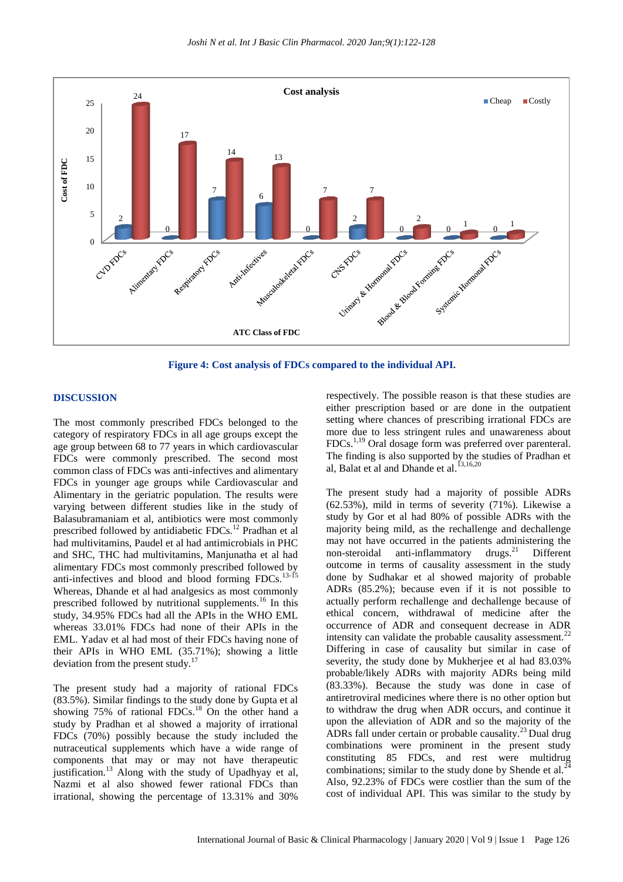Figure 4: Cost analysis of FDCs compared to the individual API.

## DISCUSSION

The most commonly prescribed FDCs belonged to the category of respiratory FDCs in all age groups except the age group between 68 to 77 years in which cardiovascular FDCs were commonly prescribed. The second most common class of FDCs was anti-infectives and alimentary FDCs in younger age groups while Cardiovascular and Alimentary in the geriatric population. The results were varying between different studies like in the study of Balasubramaniam et al, antibiotics were most commonly prescribed followed by antidiabetic FDCs.[12] Pradhan et al had multivitamins, Paudel et al had antimicrobials in PHC and SHC, THC had multivitamins, Manjunatha et al had alimentary FDCs most commonly prescribed followed by anti-infectives and blood and blood forming FDCs.[13-15] Whereas, Dhande et al had analgesics as most commonly prescribed followed by nutritional supplements.[16] In this study, 34.95% FDCs had all the APIs in the WHO EML whereas 33.01% FDCs had none of their APIs in the EML. Yadav et al had most of their FDCs having none of their APIs in WHO EML (35.71%); showing a little deviation from the present study.[17]

The present study had a majority of rational FDCs (83.5%). Similar findings to the study done by Gupta et al showing 75% of rational FDCs.[18] On the other hand a study by Pradhan et al showed a majority of irrational FDCs (70%) possibly because the study included the nutraceutical supplements which have a wide range of components that may or may not have therapeutic justification.[13] Along with the study of Upadhyay et al, Nazmi et al also showed fewer rational FDCs than irrational, showing the percentage of 13.31% and 30% respectively. The possible reason is that these studies are either prescription based or are done in the outpatient setting where chances of prescribing irrational FDCs are more due to less stringent rules and unawareness about FDCs.[1,19] Oral dosage form was preferred over parenteral. The finding is also supported by the studies of Pradhan et al, Balat et al and Dhande et al.[13,16,20]

The present study had a majority of possible ADRs (62.53%), mild in terms of severity (71%). Likewise a study by Gor et al had 80% of possible ADRs with the majority being mild, as the rechallenge and dechallenge may not have occurred in the patients administering the non-steroidal anti-inflammatory drugs.[21] Different outcome in terms of causality assessment in the study done by Sudhakar et al showed majority of probable ADRs (85.2%); because even if it is not possible to actually perform rechallenge and dechallenge because of ethical concern, withdrawal of medicine after the occurrence of ADR and consequent decrease in ADR intensity can validate the probable causality assessment.[22] Differing in case of causality but similar in case of severity, the study done by Mukherjee et al had 83.03% probable/likely ADRs with majority ADRs being mild (83.33%). Because the study was done in case of antiretroviral medicines where there is no other option but to withdraw the drug when ADR occurs, and continue it upon the alleviation of ADR and so the majority of the ADRs fall under certain or probable causality.[23] Dual drug combinations were prominent in the present study constituting 85 FDCs, and rest were multidrug combinations; similar to the study done by Shende et al.[24] Also, 92.23% of FDCs were costlier than the sum of the cost of individual API. This was similar to the study by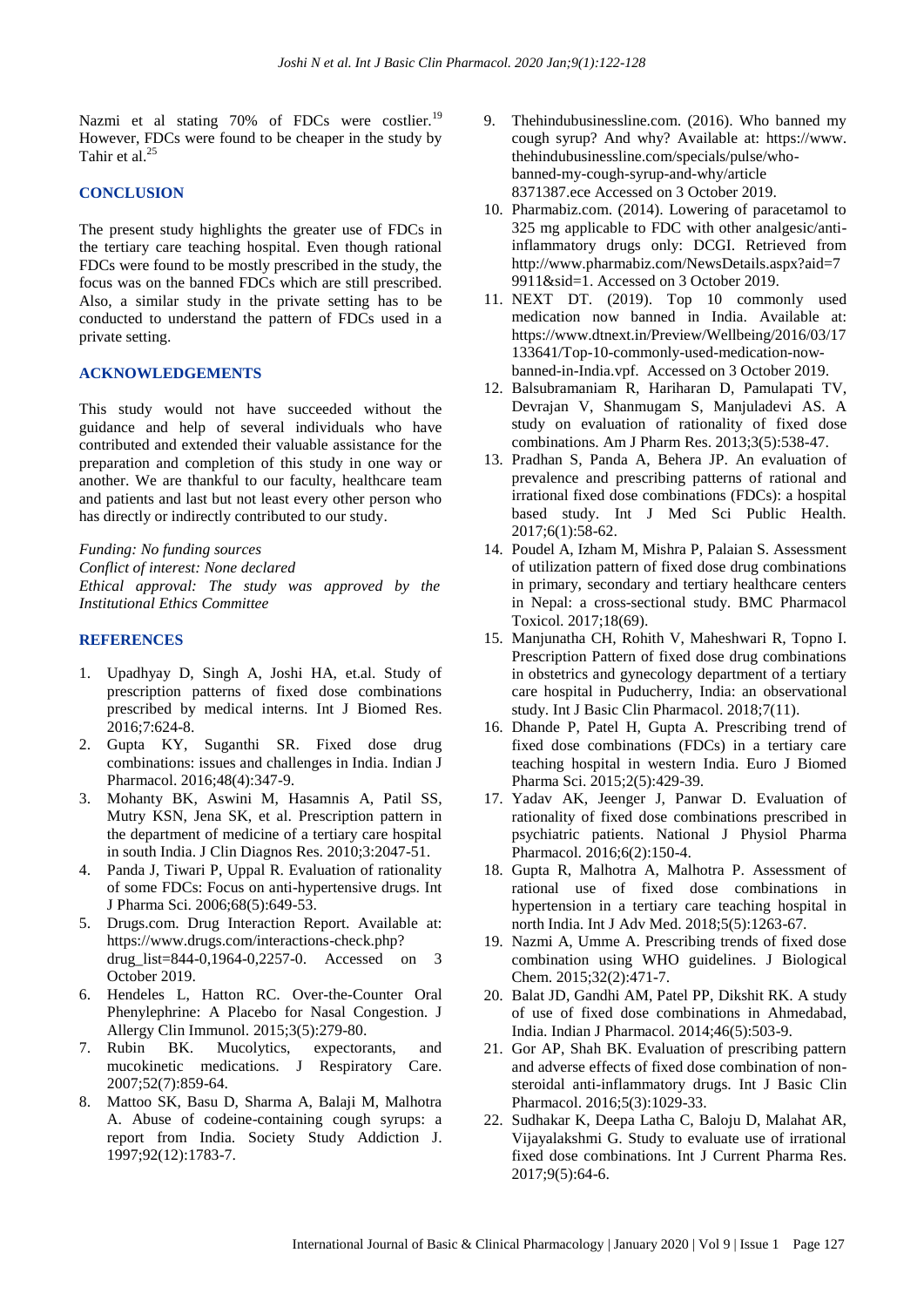Nazmi et al stating 70% of FDCs were costlier.[19] However, FDCs were found to be cheaper in the study by Tahir et al.[25]

## CONCLUSION

The present study highlights the greater use of FDCs in the tertiary care teaching hospital. Even though rational FDCs were found to be mostly prescribed in the study, the focus was on the banned FDCs which are still prescribed. Also, a similar study in the private setting has to be conducted to understand the pattern of FDCs used in a private setting.

## ACKNOWLEDGEMENTS

This study would not have succeeded without the guidance and help of several individuals who have contributed and extended their valuable assistance for the preparation and completion of this study in one way or another. We are thankful to our faculty, healthcare team and patients and last but not least every other person who has directly or indirectly contributed to our study.

*Funding: No funding sources*
*Conflict of interest: None declared*
*Ethical approval: The study was approved by the Institutional Ethics Committee*

## REFERENCES

1. Upadhyay D, Singh A, Joshi HA, et.al. Study of prescription patterns of fixed dose combinations prescribed by medical interns. Int J Biomed Res. 2016;7:624-8.
2. Gupta KY, Suganthi SR. Fixed dose drug combinations: issues and challenges in India. Indian J Pharmacol. 2016;48(4):347-9.
3. Mohanty BK, Aswini M, Hasamnis A, Patil SS, Mutry KSN, Jena SK, et al. Prescription pattern in the department of medicine of a tertiary care hospital in south India. J Clin Diagnos Res. 2010;3:2047-51.
4. Panda J, Tiwari P, Uppal R. Evaluation of rationality of some FDCs: Focus on anti-hypertensive drugs. Int J Pharma Sci. 2006;68(5):649-53.
5. Drugs.com. Drug Interaction Report. Available at: https://www.drugs.com/interactions-check.php?drug_list=844-0,1964-0,2257-0. Accessed on 3 October 2019.
6. Hendeles L, Hatton RC. Over-the-Counter Oral Phenylephrine: A Placebo for Nasal Congestion. J Allergy Clin Immunol. 2015;3(5):279-80.
7. Rubin BK. Mucolytics, expectorants, and mucokinetic medications. J Respiratory Care. 2007;52(7):859-64.
8. Mattoo SK, Basu D, Sharma A, Balaji M, Malhotra A. Abuse of codeine-containing cough syrups: a report from India. Society Study Addiction J. 1997;92(12):1783-7.
9. Thehindubusinessline.com. (2016). Who banned my cough syrup? And why? Available at: https://www.thehindubusinessline.com/specials/pulse/who-banned-my-cough-syrup-and-why/article 8371387.ece Accessed on 3 October 2019.
10. Pharmabiz.com. (2014). Lowering of paracetamol to 325 mg applicable to FDC with other analgesic/anti-inflammatory drugs only: DCGI. Retrieved from http://www.pharmabiz.com/NewsDetails.aspx?aid=79911&sid=1. Accessed on 3 October 2019.
11. NEXT DT. (2019). Top 10 commonly used medication now banned in India. Available at: https://www.dtnext.in/Preview/Wellbeing/2016/03/17133641/Top-10-commonly-used-medication-now-banned-in-India.vpf. Accessed on 3 October 2019.
12. Balsubramaniam R, Hariharan D, Pamulapati TV, Devrajan V, Shanmugam S, Manjuladevi AS. A study on evaluation of rationality of fixed dose combinations. Am J Pharm Res. 2013;3(5):538-47.
13. Pradhan S, Panda A, Behera JP. An evaluation of prevalence and prescribing patterns of rational and irrational fixed dose combinations (FDCs): a hospital based study. Int J Med Sci Public Health. 2017;6(1):58-62.
14. Poudel A, Izham M, Mishra P, Palaian S. Assessment of utilization pattern of fixed dose drug combinations in primary, secondary and tertiary healthcare centers in Nepal: a cross-sectional study. BMC Pharmacol Toxicol. 2017;18(69).
15. Manjunatha CH, Rohith V, Maheshwari R, Topno I. Prescription Pattern of fixed dose drug combinations in obstetrics and gynecology department of a tertiary care hospital in Puducherry, India: an observational study. Int J Basic Clin Pharmacol. 2018;7(11).
16. Dhande P, Patel H, Gupta A. Prescribing trend of fixed dose combinations (FDCs) in a tertiary care teaching hospital in western India. Euro J Biomed Pharma Sci. 2015;2(5):429-39.
17. Yadav AK, Jeenger J, Panwar D. Evaluation of rationality of fixed dose combinations prescribed in psychiatric patients. National J Physiol Pharma Pharmacol. 2016;6(2):150-4.
18. Gupta R, Malhotra A, Malhotra P. Assessment of rational use of fixed dose combinations in hypertension in a tertiary care teaching hospital in north India. Int J Adv Med. 2018;5(5):1263-67.
19. Nazmi A, Umme A. Prescribing trends of fixed dose combination using WHO guidelines. J Biological Chem. 2015;32(2):471-7.
20. Balat JD, Gandhi AM, Patel PP, Dikshit RK. A study of use of fixed dose combinations in Ahmedabad, India. Indian J Pharmacol. 2014;46(5):503-9.
21. Gor AP, Shah BK. Evaluation of prescribing pattern and adverse effects of fixed dose combination of non-steroidal anti-inflammatory drugs. Int J Basic Clin Pharmacol. 2016;5(3):1029-33.
22. Sudhakar K, Deepa Latha C, Baloju D, Malahat AR, Vijayalakshmi G. Study to evaluate use of irrational fixed dose combinations. Int J Current Pharma Res. 2017;9(5):64-6.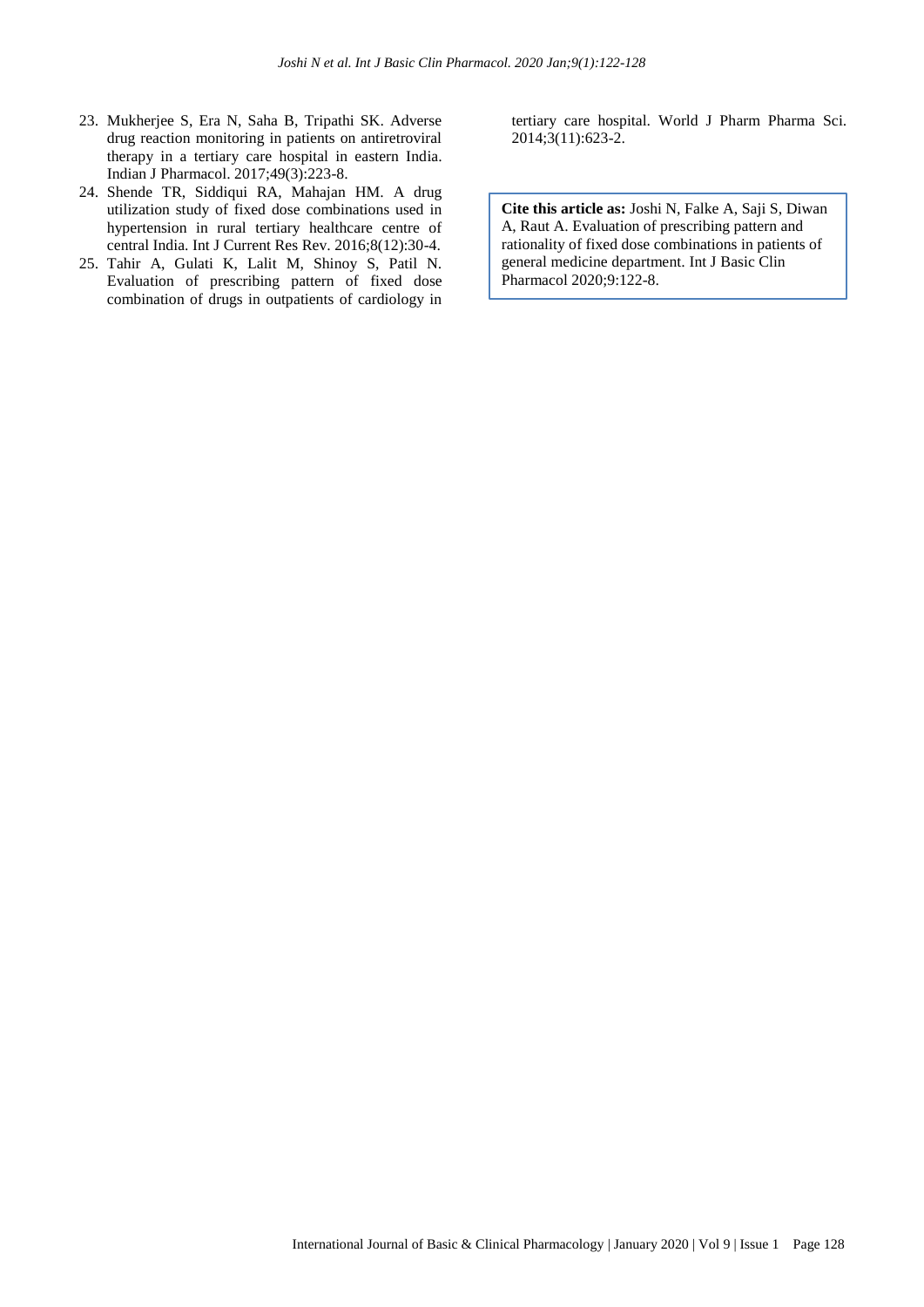23. Mukherjee S, Era N, Saha B, Tripathi SK. Adverse drug reaction monitoring in patients on antiretroviral therapy in a tertiary care hospital in eastern India. Indian J Pharmacol. 2017;49(3):223-8.
24. Shende TR, Siddiqui RA, Mahajan HM. A drug utilization study of fixed dose combinations used in hypertension in rural tertiary healthcare centre of central India. Int J Current Res Rev. 2016;8(12):30-4.
25. Tahir A, Gulati K, Lalit M, Shinoy S, Patil N. Evaluation of prescribing pattern of fixed dose combination of drugs in outpatients of cardiology in tertiary care hospital. World J Pharm Pharma Sci. 2014;3(11):623-2.

**Cite this article as:** Joshi N, Falke A, Saji S, Diwan A, Raut A. Evaluation of prescribing pattern and rationality of fixed dose combinations in patients of general medicine department. Int J Basic Clin Pharmacol 2020;9:122-8.